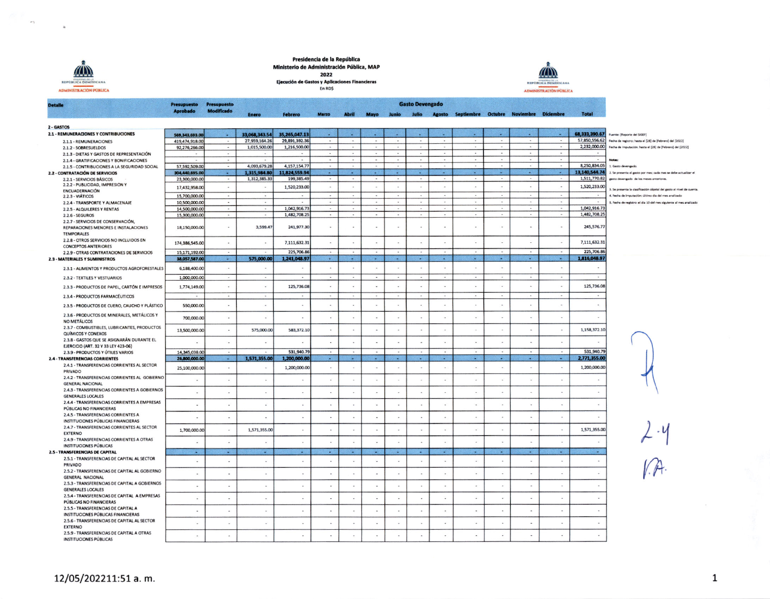Presidencia de la República
Ministerio de Administración Pública, MAP
2022
Ejecución de Gastos y Aplicaciones Financieras
En RD$

| Detalle | Presupuesto Aprobado | Presupuesto Modificado | Gasto Devengado | | | | | | | | | | | | |
|---|---|---|---|---|---|---|---|---|---|---|---|---|---|---|---|
| | | | Enero | Febrero | Marzo | Abril | Mayo | Junio | Julio | Agosto | Septiembre | Octubre | Noviembre | Diciembre | Total |
| **2 - GASTOS** | | | | | | | | | | | | | | | |
| **2.1 - REMUNERACIONES Y CONTRIBUCIONES** | 569,343,693.00 | - | 33,068,343.54 | 35,265,047.13 | - | - | - | - | - | - | - | - | - | - | 68,333,390.67 |
| 2.1.1 - REMUNERACIONES | 419,474,918.00 | - | 27,959,164.26 | 29,891,392.36 | - | - | - | - | - | - | - | - | - | - | 57,850,556.62 |
| 2.1.2 - SOBRESUELDOS | 92,276,266.00 | - | 1,015,500.00 | 1,216,500.00 | - | - | - | - | - | - | - | - | - | - | 2,232,000.00 |
| 2.1.3 - DIETAS Y GASTOS DE REPRESENTACIÓN | - | - | - | - | - | - | - | - | - | - | - | - | - | - | - |
| 2.1.4 - GRATIFICACIONES Y BONIFICACIONES | - | - | - | - | - | - | - | - | - | - | - | - | - | - | - |
| 2.1.5 - CONTRIBUCIONES A LA SEGURIDAD SOCIAL | 57,592,509.00 | - | 4,093,679.28 | 4,157,154.77 | - | - | - | - | - | - | - | - | - | - | 8,250,834.05 |
| **2.2 - CONTRATACIÓN DE SERVICIOS** | 304,440,695.00 | - | 1,315,984.80 | 11,824,559.94 | - | - | - | - | - | - | - | - | - | - | 13,140,544.74 |
| 2.2.1 - SERVICIOS BÁSICOS | 23,300,000.00 | - | 1,312,385.33 | 199,385.49 | - | - | - | - | - | - | - | - | - | - | 1,511,770.82 |
| 2.2.2 - PUBLICIDAD, IMPRESIÓN Y ENCUADERNACIÓN | 17,432,958.00 | - | - | 1,520,233.00 | - | - | - | - | - | - | - | - | - | - | 1,520,233.00 |
| 2.2.3 - VIÁTICOS | 15,700,000.00 | - | - | - | - | - | - | - | - | - | - | - | - | - | - |
| 2.2.4 - TRANSPORTE Y ALMACENAJE | 10,500,000.00 | - | - | - | - | - | - | - | - | - | - | - | - | - | - |
| 2.2.5 - ALQUILERES Y RENTAS | 14,500,000.00 | - | - | 1,042,916.73 | - | - | - | - | - | - | - | - | - | - | 1,042,916.73 |
| 2.2.6 - SEGUROS | 15,300,000.00 | - | - | 1,482,708.25 | - | - | - | - | - | - | - | - | - | - | 1,482,708.25 |
| 2.2.7 - SERVICIOS DE CONSERVACIÓN, REPARACIONES MENORES E INSTALACIONES TEMPORALES | 18,150,000.00 | - | 3,599.47 | 241,977.30 | - | - | - | - | - | - | - | - | - | - | 245,576.77 |
| 2.2.8 - OTROS SERVICIOS NO INCLUIDOS EN CONCEPTOS ANTERIORES | 174,386,545.00 | - | - | 7,111,632.31 | - | - | - | - | - | - | - | - | - | - | 7,111,632.31 |
| 2.2.9 - OTRAS CONTRATACIONES DE SERVICIOS | 15,171,192.00 | - | - | 225,706.86 | - | - | - | - | - | - | - | - | - | - | 225,706.86 |
| **2.3 - MATERIALES Y SUMINISTROS** | 38,057,587.00 | - | 575,000.00 | 1,241,048.97 | - | - | - | - | - | - | - | - | - | - | 1,816,048.97 |
| 2.3.1 - ALIMENTOS Y PRODUCTOS AGROFORESTALES | 6,188,400.00 | - | - | - | - | - | - | - | - | - | - | - | - | - | - |
| 2.3.2 - TEXTILES Y VESTUARIOS | 1,000,000.00 | - | - | - | - | - | - | - | - | - | - | - | - | - | - |
| 2.3.3 - PRODUCTOS DE PAPEL, CARTÓN E IMPRESOS | 1,774,149.00 | - | - | 125,736.08 | - | - | - | - | - | - | - | - | - | - | 125,736.08 |
| 2.3.4 - PRODUCTOS FARMACÉUTICOS | - | - | - | - | - | - | - | - | - | - | - | - | - | - | - |
| 2.3.5 - PRODUCTOS DE CUERO, CAUCHO Y PLÁSTICO | 550,000.00 | - | - | - | - | - | - | - | - | - | - | - | - | - | - |
| 2.3.6 - PRODUCTOS DE MINERALES, METÁLICOS Y NO METÁLICOS | 700,000.00 | - | - | - | - | - | - | - | - | - | - | - | - | - | - |
| 2.3.7 - COMBUSTIBLES, LUBRICANTES, PRODUCTOS QUÍMICOS Y CONEXOS | 13,500,000.00 | - | 575,000.00 | 583,372.10 | - | - | - | - | - | - | - | - | - | - | 1,158,372.10 |
| 2.3.8 - GASTOS QUE SE ASIGNARÁN DURANTE EL EJERCICIO (ART. 32 Y 33 LEY 423-06) | - | - | - | - | - | - | - | - | - | - | - | - | - | - | - |
| 2.3.9 - PRODUCTOS Y ÚTILES VARIOS | 14,345,038.00 | - | - | 531,940.79 | - | - | - | - | - | - | - | - | - | - | 531,940.79 |
| **2.4 - TRANSFERENCIAS CORRIENTES** | 26,800,000.00 | - | 1,571,355.00 | 1,200,000.00 | - | - | - | - | - | - | - | - | - | - | 2,771,355.00 |
| 2.4.1 - TRANSFERENCIAS CORRIENTES AL SECTOR PRIVADO | 25,100,000.00 | - | - | 1,200,000.00 | - | - | - | - | - | - | - | - | - | - | 1,200,000.00 |
| 2.4.2 - TRANSFERENCIAS CORRIENTES AL GOBIERNO GENERAL NACIONAL | - | - | - | - | - | - | - | - | - | - | - | - | - | - | - |
| 2.4.3 - TRANSFERENCIAS CORRIENTES A GOBIERNOS GENERALES LOCALES | - | - | - | - | - | - | - | - | - | - | - | - | - | - | - |
| 2.4.4 - TRANSFERENCIAS CORRIENTES A EMPRESAS PÚBLICAS NO FINANCIERAS | - | - | - | - | - | - | - | - | - | - | - | - | - | - | - |
| 2.4.5 - TRANSFERENCIAS CORRIENTES A INSTITUCIONES PÚBLICAS FINANCIERAS | - | - | - | - | - | - | - | - | - | - | - | - | - | - | - |
| 2.4.7 - TRANSFERENCIAS CORRIENTES AL SECTOR EXTERNO | 1,700,000.00 | - | 1,571,355.00 | - | - | - | - | - | - | - | - | - | - | - | 1,571,355.00 |
| 2.4.9 - TRANSFERENCIAS CORRIENTES A OTRAS INSTITUCIONES PÚBLICAS | - | - | - | - | - | - | - | - | - | - | - | - | - | - | - |
| **2.5 - TRANSFERENCIAS DE CAPITAL** | - | - | - | - | - | - | - | - | - | - | - | - | - | - | - |
| 2.5.1 - TRANSFERENCIAS DE CAPITAL AL SECTOR PRIVADO | - | - | - | - | - | - | - | - | - | - | - | - | - | - | - |
| 2.5.2 - TRANSFERENCIAS DE CAPITAL AL GOBIERNO GENERAL NACIONAL | - | - | - | - | - | - | - | - | - | - | - | - | - | - | - |
| 2.5.3 - TRANSFERENCIAS DE CAPITAL A GOBIERNOS GENERALES LOCALES | - | - | - | - | - | - | - | - | - | - | - | - | - | - | - |
| 2.5.4 - TRANSFERENCIAS DE CAPITAL A EMPRESAS PÚBLICAS NO FINANCIERAS | - | - | - | - | - | - | - | - | - | - | - | - | - | - | - |
| 2.5.5 - TRANSFERENCIAS DE CAPITAL A INSTITUCIONES PÚBLICAS FINANCIERAS | - | - | - | - | - | - | - | - | - | - | - | - | - | - | - |
| 2.5.6 - TRANSFERENCIAS DE CAPITAL AL SECTOR EXTERNO | - | - | - | - | - | - | - | - | - | - | - | - | - | - | - |
| 2.5.9 - TRANSFERENCIAS DE CAPITAL A OTRAS INSTITUCIONES PÚBLICAS | - | - | - | - | - | - | - | - | - | - | - | - | - | - | - |

Fuente: [Reporte del SIGEF]
Fecha de registro: hasta el [28] de [Febrero] del [2022]
Fecha de imputación: hasta el [28] de [Febrero] del [2022]

Notas:
1. Gasto devengado.
2. Se presenta el gasto por mes; cada mes se debe actualizar el gasto devengado de los meses anteriores.
3. Se presenta la clasificación objetal del gasto al nivel de cuenta.
4. Fecha de imputación: último día del mes analizado
5. Fecha de registro: el día 10 del mes siguiente al mes analizado

2.4
V.A.

12/05/202211:51 a. m.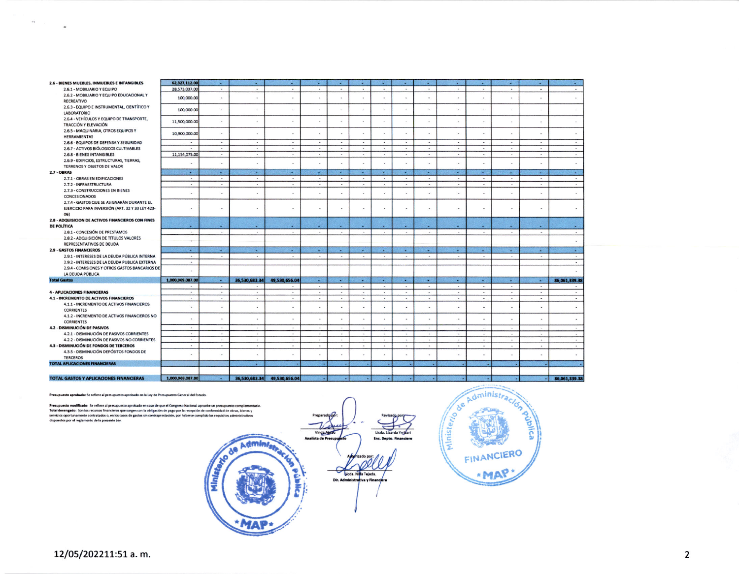| | | | | | | | | | | | | | | | |
|---|---|---|---|---|---|---|---|---|---|---|---|---|---|---|---|
| **2.6 - BIENES MUEBLES, INMUEBLES E INTANGIBLES** | 62,327,112.00 | - | - | - | - | - | - | - | - | - | - | - | - | - | - |
| 2.6.1 - MOBILIARIO Y EQUIPO | 28,573,037.00 | - | - | - | - | - | - | - | - | - | - | - | - | - | - |
| 2.6.2 - MOBILIARIO Y EQUIPO EDUCACIONAL Y RECREATIVO | 100,000.00 | - | - | - | - | - | - | - | - | - | - | - | - | - | - |
| 2.6.3 - EQUIPO E INSTRUMENTAL, CIENTÍFICO Y LABORATORIO | 100,000.00 | - | - | - | - | - | - | - | - | - | - | - | - | - | - |
| 2.6.4 - VEHÍCULOS Y EQUIPO DE TRANSPORTE, TRACCIÓN Y ELEVACIÓN | 11,500,000.00 | - | - | - | - | - | - | - | - | - | - | - | - | - | - |
| 2.6.5 - MAQUINARIA, OTROS EQUIPOS Y HERRAMIENTAS | 10,900,000.00 | - | - | - | - | - | - | - | - | - | - | - | - | - | - |
| 2.6.6 - EQUIPOS DE DEFENSA Y SEGURIDAD | - | - | - | - | - | - | - | - | - | - | - | - | - | - | - |
| 2.6.7 - ACTIVOS BIÓLOGICOS CULTIVABLES | - | - | - | - | - | - | - | - | - | - | - | - | - | - | - |
| 2.6.8 - BIENES INTANGIBLES | 11,154,075.00 | - | - | - | - | - | - | - | - | - | - | - | - | - | - |
| 2.6.9 - EDIFICIOS, ESTRUCTURAS, TIERRAS, TERRENOS Y OBJETOS DE VALOR | - | - | - | - | - | - | - | - | - | - | - | - | - | - | - |
| **2.7 - OBRAS** | - | - | - | - | - | - | - | - | - | - | - | - | - | - | - |
| 2.7.1 - OBRAS EN EDIFICACIONES | - | - | - | - | - | - | - | - | - | - | - | - | - | - | - |
| 2.7.2 - INFRAESTRUCTURA | - | - | - | - | - | - | - | - | - | - | - | - | - | - | - |
| 2.7.3 - CONSTRUCCIONES EN BIENES CONCESIONADOS | - | - | - | - | - | - | - | - | - | - | - | - | - | - | - |
| 2.7.4 - GASTOS QUE SE ASIGNARÁN DURANTE EL EJERCICIO PARA INVERSIÓN (ART. 32 Y 33 LEY 423-06) | - | - | - | - | - | - | - | - | - | - | - | - | - | - | - |
| **2.8 - ADQUISICION DE ACTIVOS FINANCIEROS CON FINES DE POLÍTICA** | - | - | - | - | - | - | - | - | - | - | - | - | - | - | - |
| 2.8.1 - CONCESIÓN DE PRESTAMOS | - | - | - | - | - | - | - | - | - | - | - | - | - | - | - |
| 2.8.2 - ADQUISICIÓN DE TÍTULOS VALORES REPRESENTATIVOS DE DEUDA | - | | | | | | | | | | | | | | - |
| **2.9 - GASTOS FINANCIEROS** | - | - | - | - | - | - | - | - | - | - | - | - | - | - | - |
| 2.9.1 - INTERESES DE LA DEUDA PÚBLICA INTERNA | - | - | - | - | - | - | - | - | - | - | - | - | - | - | - |
| 2.9.2 - INTERESES DE LA DEUDA PUBLICA EXTERNA | - | | | | | | | | | | | | | | - |
| 2.9.4 - COMISIONES Y OTROS GASTOS BANCARIOS DE LA DEUDA PÚBLICA | - | | | | | | | | | | | | | | - |
| **Total Gastos** | 1,000,969,087.00 | - | 36,530,683.34 | 49,530,656.04 | - | - | - | - | - | - | - | - | - | - | 86,061,339.38 |
| | - | - | - | - | - | - | - | - | - | - | - | - | - | - | - |
| **4 - APLICACIONES FINANCIERAS** | - | - | - | - | - | - | - | - | - | - | - | - | - | - | - |
| **4.1 - INCREMENTO DE ACTIVOS FINANCIEROS** | - | - | - | - | - | - | - | - | - | - | - | - | - | - | - |
| 4.1.1 - INCREMENTO DE ACTIVOS FINANCIEROS CORRIENTES | - | - | - | - | - | - | - | - | - | - | - | - | - | - | - |
| 4.1.2 - INCREMENTO DE ACTIVOS FINANCIEROS NO CORRIENTES | - | - | - | - | - | - | - | - | - | - | - | - | - | - | - |
| **4.2 - DISMINUCIÓN DE PASIVOS** | - | - | - | - | - | - | - | - | - | - | - | - | - | - | - |
| 4.2.1 - DISMINUCIÓN DE PASIVOS CORRIENTES | - | - | - | - | - | - | - | - | - | - | - | - | - | - | - |
| 4.2.2 - DISMINUCIÓN DE PASIVOS NO CORRIENTES | - | - | - | - | - | - | - | - | - | - | - | - | - | - | - |
| **4.3 - DISMINUCIÓN DE FONDOS DE TERCEROS** | - | - | - | - | - | - | - | - | - | - | - | - | - | - | - |
| 4.3.5 - DISMINUCIÓN DEPÓSITOS FONDOS DE TERCEROS | - | - | - | - | - | - | - | - | - | - | - | - | - | - | - |
| **TOTAL APLICACIONES FINANCIERAS** | | | - | - | - | - | - | - | - | - | - | - | - | - | - |
| | | | | | | | | | | | | | | | |
| **TOTAL GASTOS Y APLICACIONES FINANCIERAS** | 1,000,969,087.00 | - | 36,530,683.34 | 49,530,656.04 | - | - | - | - | - | - | - | - | - | - | 86,061,339.38 |

**Presupuesto aprobado:** Se refiere al presupuesto aprobado en la Ley de Presupuesto General del Estado.

**Presupuesto modificado:** Se refiere al presupuesto aprobado en caso de que el Congreso Nacional apruebe un presupuesto complementario.

**Total devengado:** Son los recursos financieros que surgen con la obligación de pago por la recepción de conformidad de obras, bienes y servicios oportunamente contratados o, en los casos de gastos sin contraprestación, por haberse cumplido los requisitos administrativos dispuestos por el reglamento de la presente Ley.

Preparado por: Vinda Abreu — **Analista de Presupuesto**

Revisado por: Licda. Lizarda Yrizari — **Enc. Depto. Financiero**

Autorizado por: Licda. Nilfa Tejeda. — **Dir. Administrativa y Financiera**

Ministerio de Administración Pública — FINANCIERO — *MAP*

Ministerio de Administración Pública — *MAP*

12/05/202211:51 a. m.